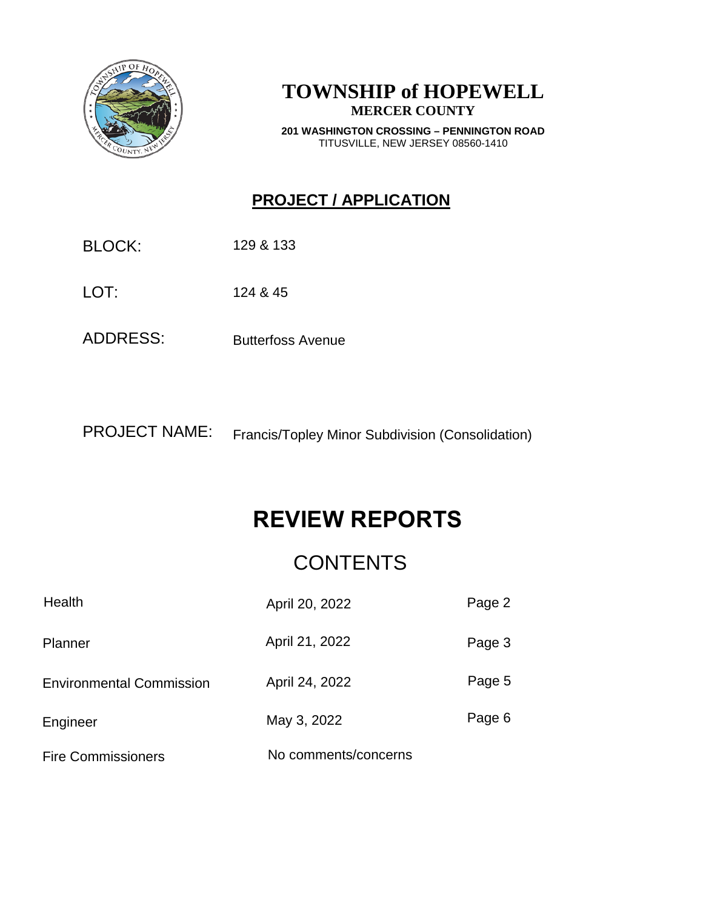# TOWNSHIP of HOPEWELL

**MERCER COUNTY**

**201 WASHINGTON CROSSING – PENNINGTON ROAD**
TITUSVILLE, NEW JERSEY 08560-1410

## PROJECT / APPLICATION

BLOCK: 129 & 133

LOT: 124 & 45

ADDRESS: Butterfoss Avenue

PROJECT NAME: Francis/Topley Minor Subdivision (Consolidation)

# REVIEW REPORTS

## CONTENTS

| | | |
|---|---|---|
| Health | April 20, 2022 | Page 2 |
| Planner | April 21, 2022 | Page 3 |
| Environmental Commission | April 24, 2022 | Page 5 |
| Engineer | May 3, 2022 | Page 6 |
| Fire Commissioners | No comments/concerns | |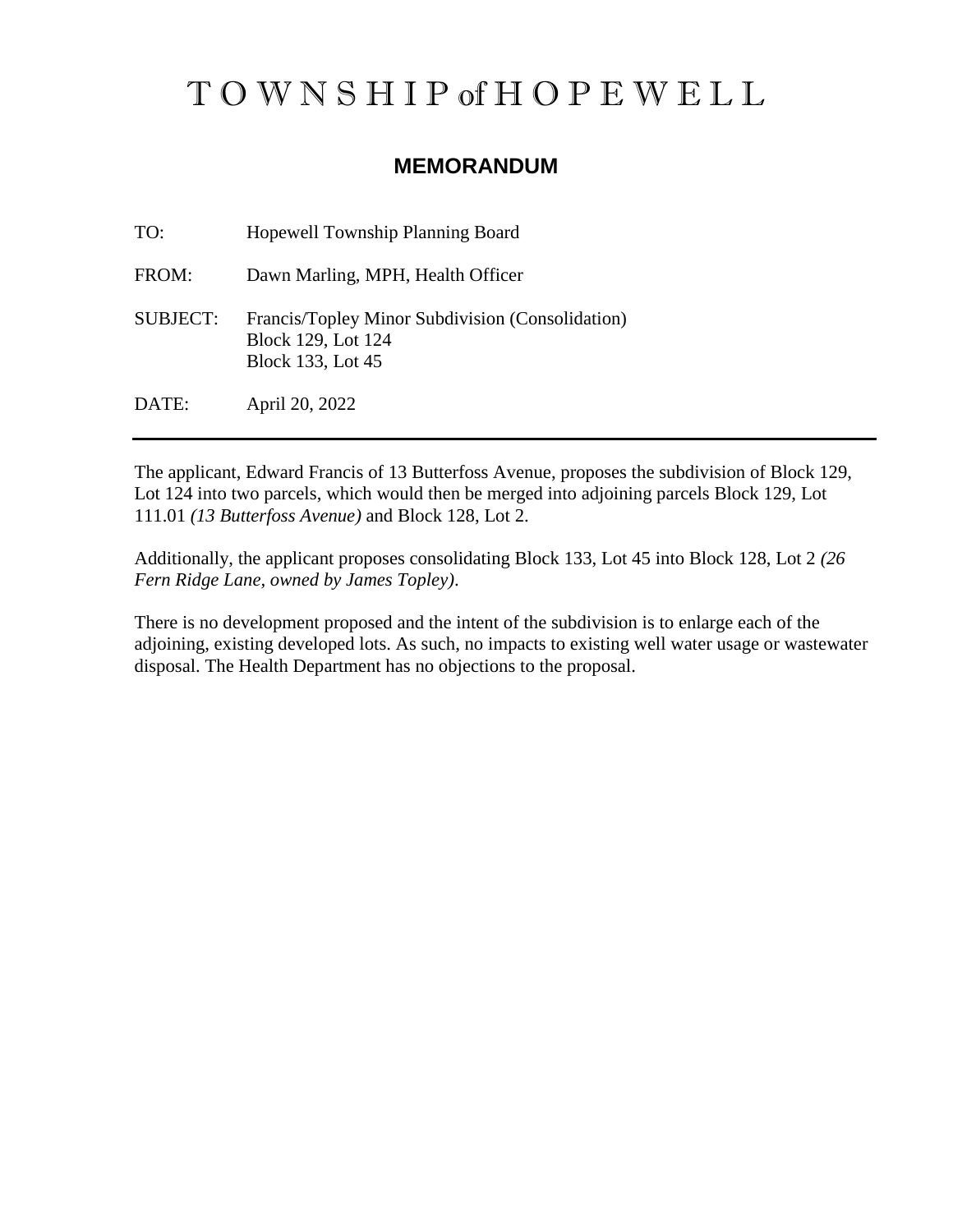# TOWNSHIP of HOPEWELL

## MEMORANDUM

TO: Hopewell Township Planning Board

FROM: Dawn Marling, MPH, Health Officer

SUBJECT: Francis/Topley Minor Subdivision (Consolidation)
Block 129, Lot 124
Block 133, Lot 45

DATE: April 20, 2022

---

The applicant, Edward Francis of 13 Butterfoss Avenue, proposes the subdivision of Block 129, Lot 124 into two parcels, which would then be merged into adjoining parcels Block 129, Lot 111.01 *(13 Butterfoss Avenue)* and Block 128, Lot 2.

Additionally, the applicant proposes consolidating Block 133, Lot 45 into Block 128, Lot 2 *(26 Fern Ridge Lane, owned by James Topley)*.

There is no development proposed and the intent of the subdivision is to enlarge each of the adjoining, existing developed lots. As such, no impacts to existing well water usage or wastewater disposal. The Health Department has no objections to the proposal.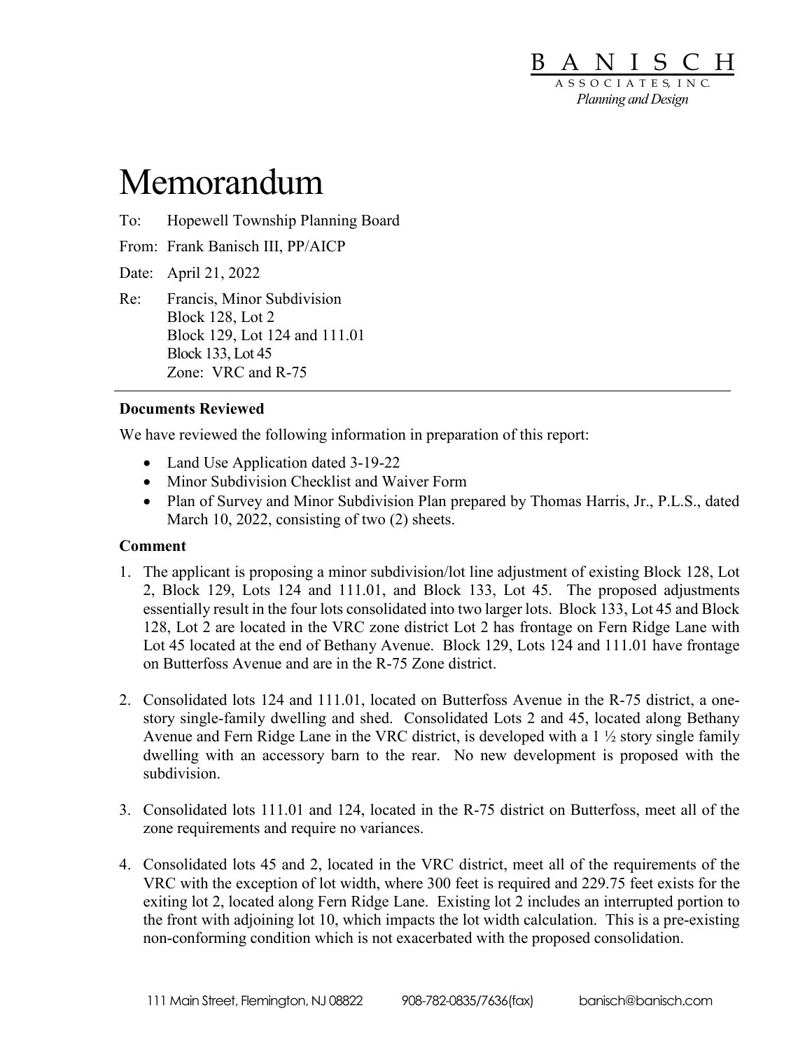BANISCH
ASSOCIATES, INC.
*Planning and Design*

# Memorandum

To: Hopewell Township Planning Board

From: Frank Banisch III, PP/AICP

Date: April 21, 2022

Re: Francis, Minor Subdivision
Block 128, Lot 2
Block 129, Lot 124 and 111.01
Block 133, Lot 45
Zone: VRC and R-75

**Documents Reviewed**

We have reviewed the following information in preparation of this report:

- Land Use Application dated 3-19-22
- Minor Subdivision Checklist and Waiver Form
- Plan of Survey and Minor Subdivision Plan prepared by Thomas Harris, Jr., P.L.S., dated March 10, 2022, consisting of two (2) sheets.

**Comment**

1. The applicant is proposing a minor subdivision/lot line adjustment of existing Block 128, Lot 2, Block 129, Lots 124 and 111.01, and Block 133, Lot 45. The proposed adjustments essentially result in the four lots consolidated into two larger lots. Block 133, Lot 45 and Block 128, Lot 2 are located in the VRC zone district Lot 2 has frontage on Fern Ridge Lane with Lot 45 located at the end of Bethany Avenue. Block 129, Lots 124 and 111.01 have frontage on Butterfoss Avenue and are in the R-75 Zone district.

2. Consolidated lots 124 and 111.01, located on Butterfoss Avenue in the R-75 district, a one-story single-family dwelling and shed. Consolidated Lots 2 and 45, located along Bethany Avenue and Fern Ridge Lane in the VRC district, is developed with a 1 ½ story single family dwelling with an accessory barn to the rear. No new development is proposed with the subdivision.

3. Consolidated lots 111.01 and 124, located in the R-75 district on Butterfoss, meet all of the zone requirements and require no variances.

4. Consolidated lots 45 and 2, located in the VRC district, meet all of the requirements of the VRC with the exception of lot width, where 300 feet is required and 229.75 feet exists for the exiting lot 2, located along Fern Ridge Lane. Existing lot 2 includes an interrupted portion to the front with adjoining lot 10, which impacts the lot width calculation. This is a pre-existing non-conforming condition which is not exacerbated with the proposed consolidation.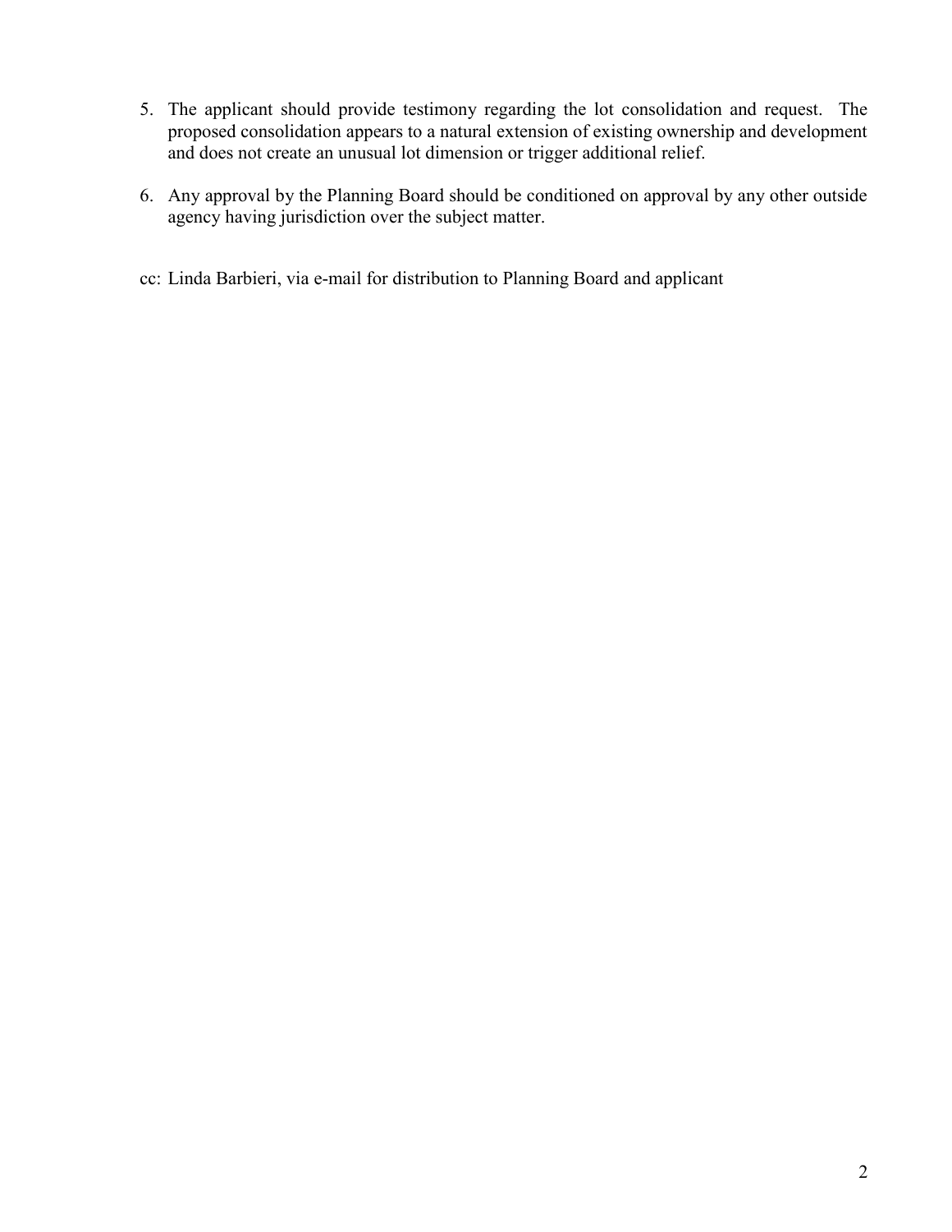5. The applicant should provide testimony regarding the lot consolidation and request. The proposed consolidation appears to a natural extension of existing ownership and development and does not create an unusual lot dimension or trigger additional relief.

6. Any approval by the Planning Board should be conditioned on approval by any other outside agency having jurisdiction over the subject matter.

cc: Linda Barbieri, via e-mail for distribution to Planning Board and applicant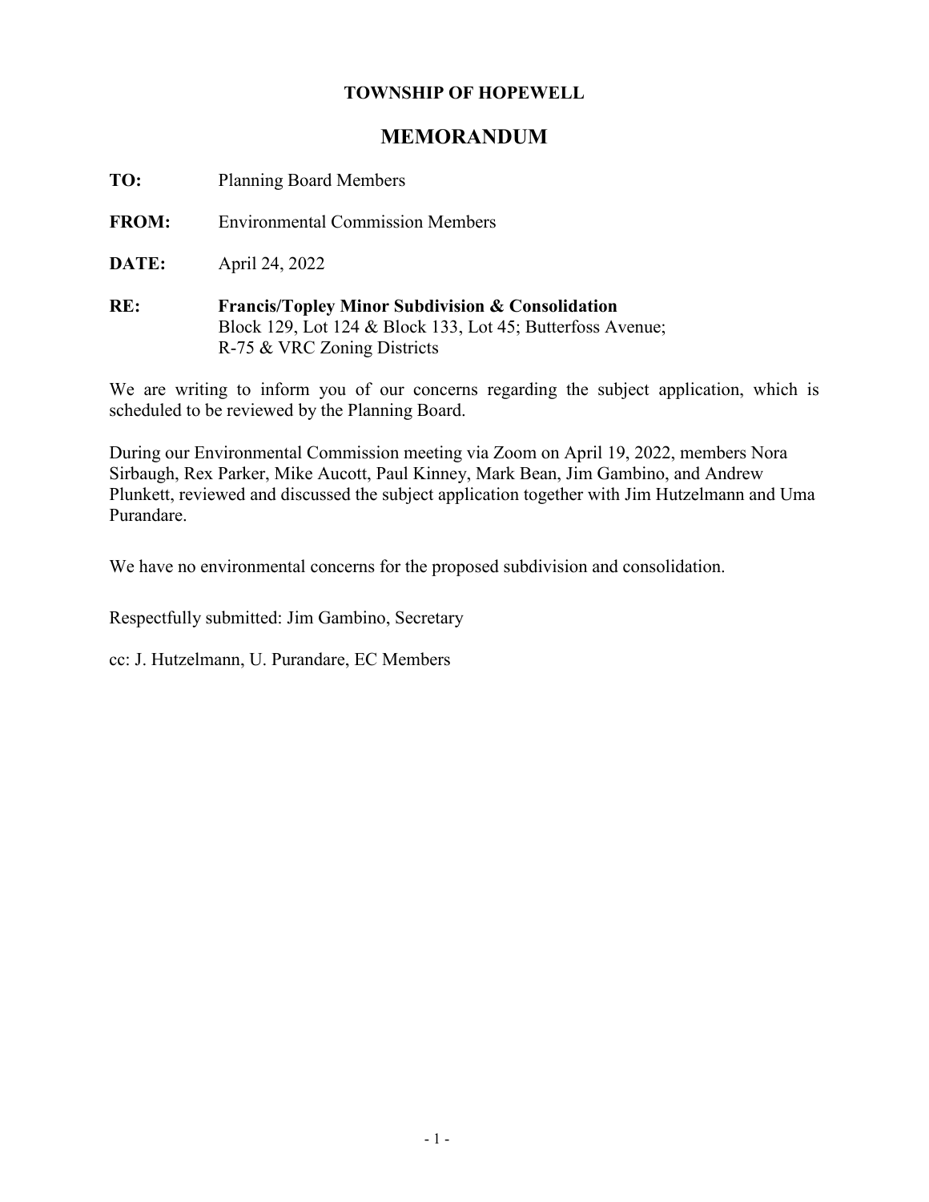**TOWNSHIP OF HOPEWELL**

## MEMORANDUM

**TO:** Planning Board Members

**FROM:** Environmental Commission Members

**DATE:** April 24, 2022

**RE:** **Francis/Topley Minor Subdivision & Consolidation**
Block 129, Lot 124 & Block 133, Lot 45; Butterfoss Avenue;
R-75 & VRC Zoning Districts

We are writing to inform you of our concerns regarding the subject application, which is scheduled to be reviewed by the Planning Board.

During our Environmental Commission meeting via Zoom on April 19, 2022, members Nora Sirbaugh, Rex Parker, Mike Aucott, Paul Kinney, Mark Bean, Jim Gambino, and Andrew Plunkett, reviewed and discussed the subject application together with Jim Hutzelmann and Uma Purandare.

We have no environmental concerns for the proposed subdivision and consolidation.

Respectfully submitted: Jim Gambino, Secretary

cc: J. Hutzelmann, U. Purandare, EC Members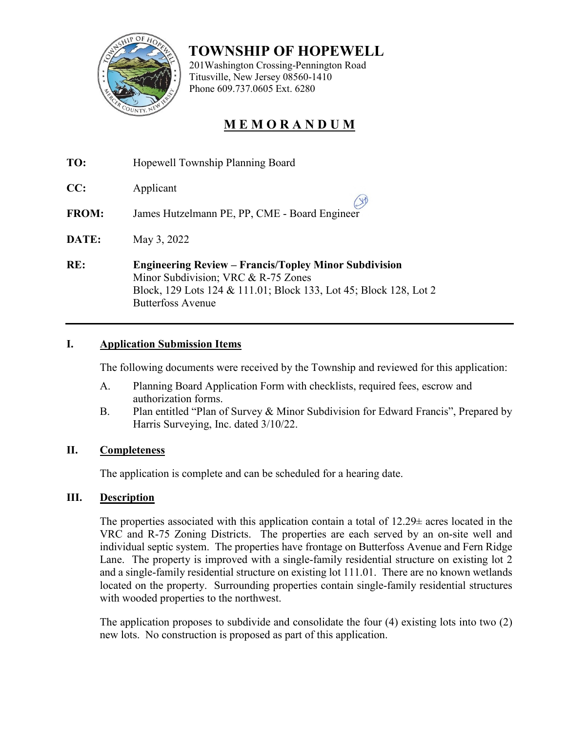# TOWNSHIP OF HOPEWELL

201Washington Crossing-Pennington Road
Titusville, New Jersey 08560-1410
Phone 609.737.0605 Ext. 6280

## M E M O R A N D U M

**TO:** Hopewell Township Planning Board

**CC:** Applicant

**FROM:** James Hutzelmann PE, PP, CME - Board Engineer

**DATE:** May 3, 2022

**RE:** **Engineering Review – Francis/Topley Minor Subdivision**
Minor Subdivision; VRC & R-75 Zones
Block, 129 Lots 124 & 111.01; Block 133, Lot 45; Block 128, Lot 2
Butterfoss Avenue

---

### I. Application Submission Items

The following documents were received by the Township and reviewed for this application:

A. Planning Board Application Form with checklists, required fees, escrow and authorization forms.

B. Plan entitled "Plan of Survey & Minor Subdivision for Edward Francis", Prepared by Harris Surveying, Inc. dated 3/10/22.

### II. Completeness

The application is complete and can be scheduled for a hearing date.

### III. Description

The properties associated with this application contain a total of 12.29± acres located in the VRC and R-75 Zoning Districts. The properties are each served by an on-site well and individual septic system. The properties have frontage on Butterfoss Avenue and Fern Ridge Lane. The property is improved with a single-family residential structure on existing lot 2 and a single-family residential structure on existing lot 111.01. There are no known wetlands located on the property. Surrounding properties contain single-family residential structures with wooded properties to the northwest.

The application proposes to subdivide and consolidate the four (4) existing lots into two (2) new lots. No construction is proposed as part of this application.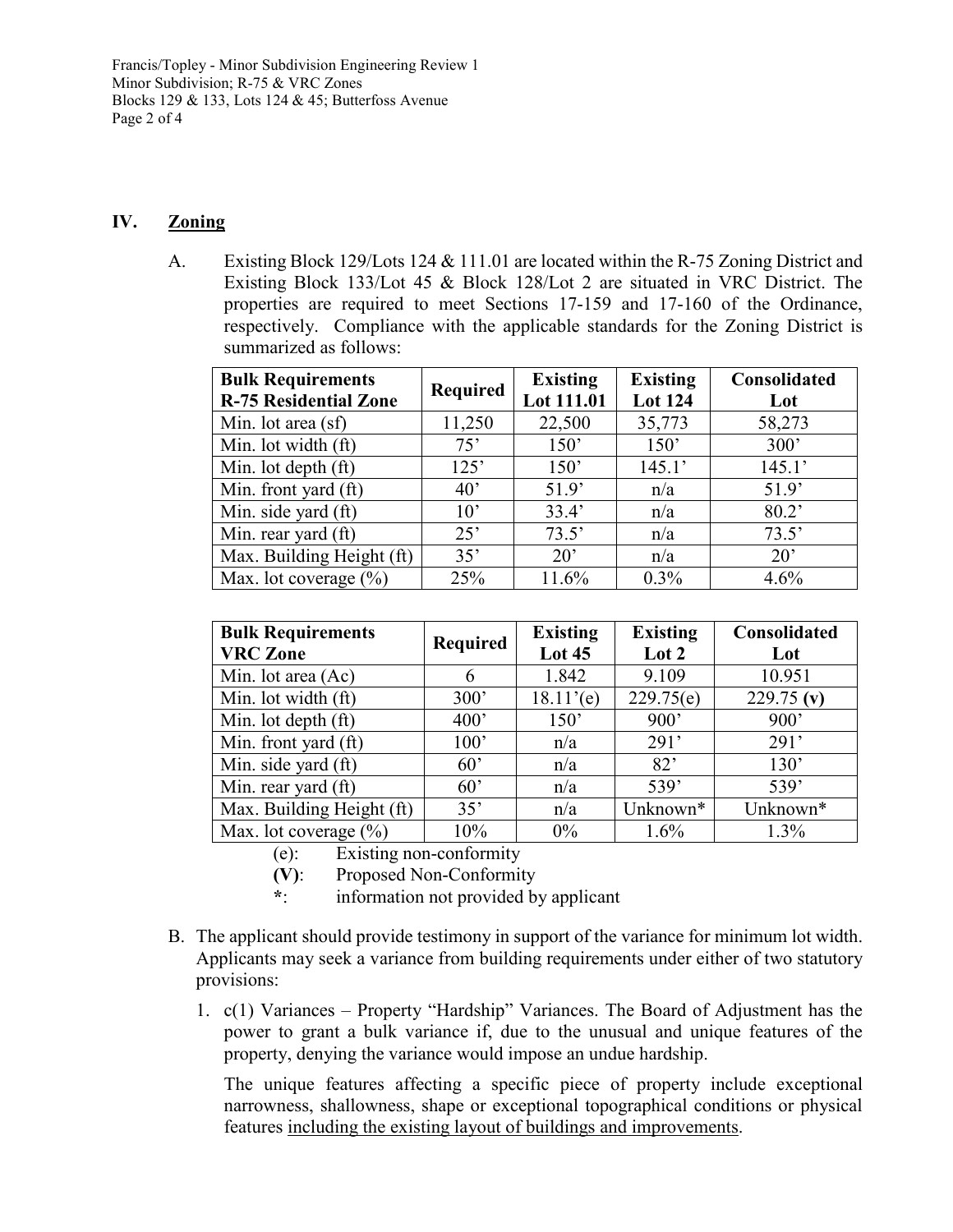## IV. Zoning

A. Existing Block 129/Lots 124 & 111.01 are located within the R-75 Zoning District and Existing Block 133/Lot 45 & Block 128/Lot 2 are situated in VRC District. The properties are required to meet Sections 17-159 and 17-160 of the Ordinance, respectively. Compliance with the applicable standards for the Zoning District is summarized as follows:

| Bulk Requirements R-75 Residential Zone | Required | Existing Lot 111.01 | Existing Lot 124 | Consolidated Lot |
|---|---|---|---|---|
| Min. lot area (sf) | 11,250 | 22,500 | 35,773 | 58,273 |
| Min. lot width (ft) | 75’ | 150’ | 150’ | 300’ |
| Min. lot depth (ft) | 125’ | 150’ | 145.1’ | 145.1’ |
| Min. front yard (ft) | 40’ | 51.9’ | n/a | 51.9’ |
| Min. side yard (ft) | 10’ | 33.4’ | n/a | 80.2’ |
| Min. rear yard (ft) | 25’ | 73.5’ | n/a | 73.5’ |
| Max. Building Height (ft) | 35’ | 20’ | n/a | 20’ |
| Max. lot coverage (%) | 25% | 11.6% | 0.3% | 4.6% |

| Bulk Requirements VRC Zone | Required | Existing Lot 45 | Existing Lot 2 | Consolidated Lot |
|---|---|---|---|---|
| Min. lot area (Ac) | 6 | 1.842 | 9.109 | 10.951 |
| Min. lot width (ft) | 300’ | 18.11’(e) | 229.75(e) | 229.75 **(v)** |
| Min. lot depth (ft) | 400’ | 150’ | 900’ | 900’ |
| Min. front yard (ft) | 100’ | n/a | 291’ | 291’ |
| Min. side yard (ft) | 60’ | n/a | 82’ | 130’ |
| Min. rear yard (ft) | 60’ | n/a | 539’ | 539’ |
| Max. Building Height (ft) | 35’ | n/a | Unknown* | Unknown* |
| Max. lot coverage (%) | 10% | 0% | 1.6% | 1.3% |

(e): Existing non-conformity

**(V)**: Proposed Non-Conformity

*: information not provided by applicant

B. The applicant should provide testimony in support of the variance for minimum lot width. Applicants may seek a variance from building requirements under either of two statutory provisions:

1. c(1) Variances – Property “Hardship” Variances. The Board of Adjustment has the power to grant a bulk variance if, due to the unusual and unique features of the property, denying the variance would impose an undue hardship.

   The unique features affecting a specific piece of property include exceptional narrowness, shallowness, shape or exceptional topographical conditions or physical features including the existing layout of buildings and improvements.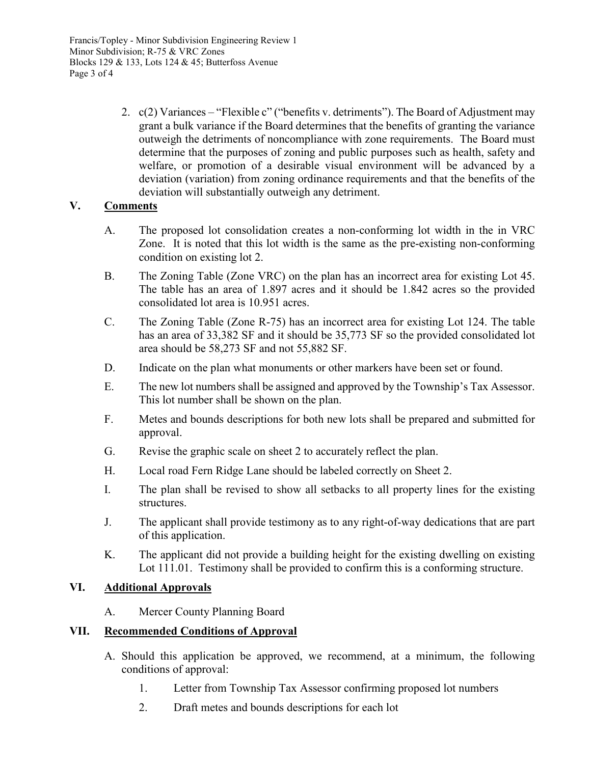2. c(2) Variances – "Flexible c" ("benefits v. detriments"). The Board of Adjustment may grant a bulk variance if the Board determines that the benefits of granting the variance outweigh the detriments of noncompliance with zone requirements. The Board must determine that the purposes of zoning and public purposes such as health, safety and welfare, or promotion of a desirable visual environment will be advanced by a deviation (variation) from zoning ordinance requirements and that the benefits of the deviation will substantially outweigh any detriment.

## V. Comments

A. The proposed lot consolidation creates a non-conforming lot width in the in VRC Zone. It is noted that this lot width is the same as the pre-existing non-conforming condition on existing lot 2.

B. The Zoning Table (Zone VRC) on the plan has an incorrect area for existing Lot 45. The table has an area of 1.897 acres and it should be 1.842 acres so the provided consolidated lot area is 10.951 acres.

C. The Zoning Table (Zone R-75) has an incorrect area for existing Lot 124. The table has an area of 33,382 SF and it should be 35,773 SF so the provided consolidated lot area should be 58,273 SF and not 55,882 SF.

D. Indicate on the plan what monuments or other markers have been set or found.

E. The new lot numbers shall be assigned and approved by the Township's Tax Assessor. This lot number shall be shown on the plan.

F. Metes and bounds descriptions for both new lots shall be prepared and submitted for approval.

G. Revise the graphic scale on sheet 2 to accurately reflect the plan.

H. Local road Fern Ridge Lane should be labeled correctly on Sheet 2.

I. The plan shall be revised to show all setbacks to all property lines for the existing structures.

J. The applicant shall provide testimony as to any right-of-way dedications that are part of this application.

K. The applicant did not provide a building height for the existing dwelling on existing Lot 111.01. Testimony shall be provided to confirm this is a conforming structure.

## VI. Additional Approvals

A. Mercer County Planning Board

## VII. Recommended Conditions of Approval

A. Should this application be approved, we recommend, at a minimum, the following conditions of approval:

1. Letter from Township Tax Assessor confirming proposed lot numbers
2. Draft metes and bounds descriptions for each lot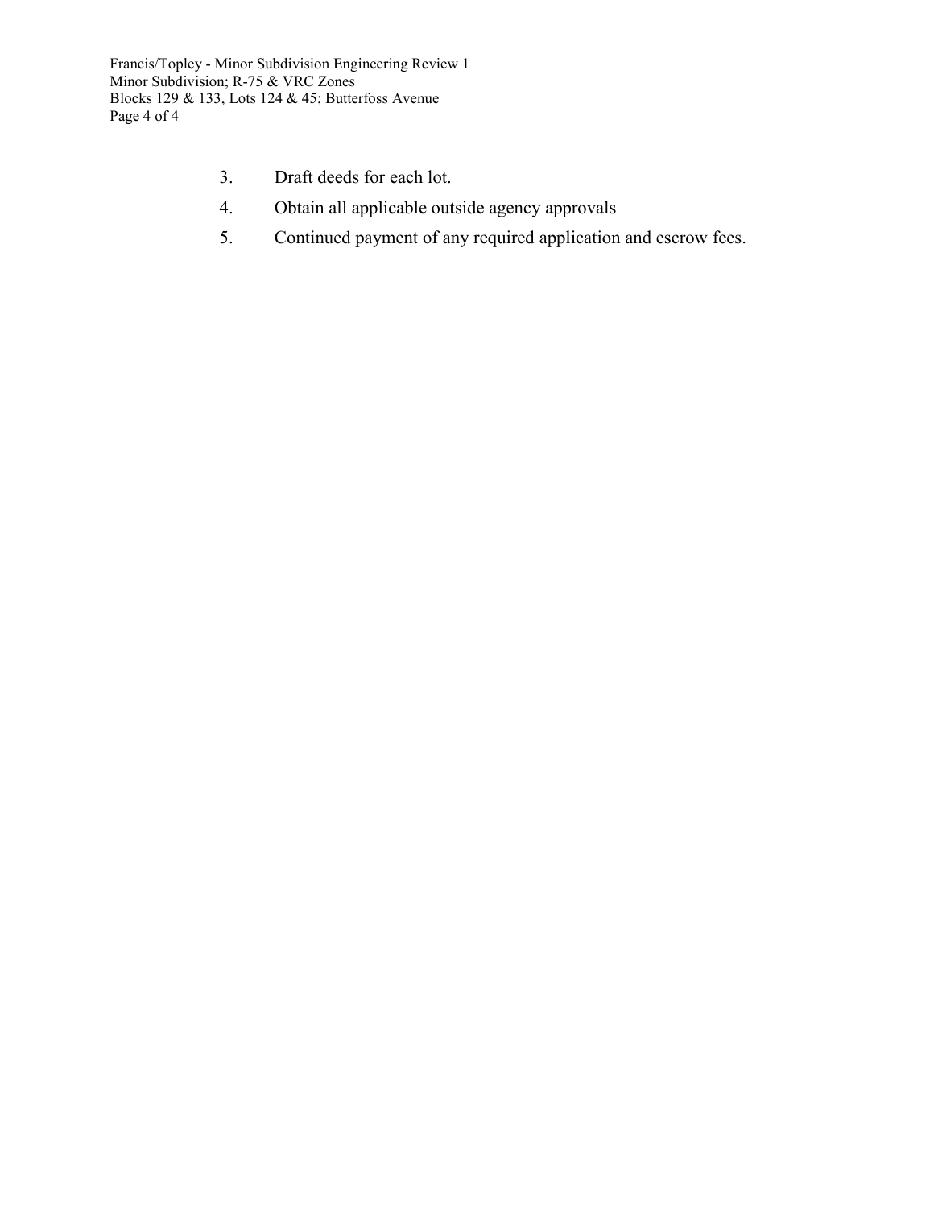3. Draft deeds for each lot.
4. Obtain all applicable outside agency approvals
5. Continued payment of any required application and escrow fees.